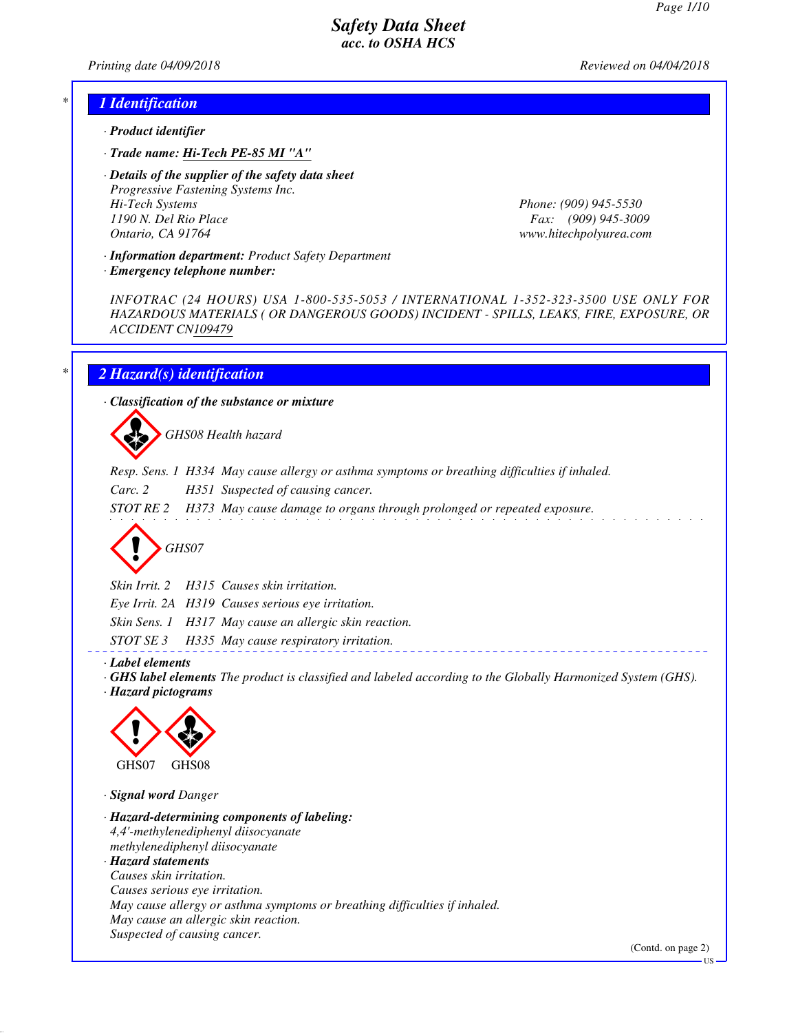# Safety Data Sheet
## acc. to OSHA HCS

Printing date 04/09/2018 Reviewed on 04/04/2018

## 1 Identification

· **Product identifier**

· **Trade name: Hi-Tech PE-85 MI "A"**

· **Details of the supplier of the safety data sheet**
Progressive Fastening Systems Inc.
Hi-Tech Systems
1190 N. Del Rio Place
Ontario, CA 91764

Phone: (909) 945-5530
Fax: (909) 945-3009
www.hitechpolyurea.com

· **Information department:** Product Safety Department
· **Emergency telephone number:**

INFOTRAC (24 HOURS) USA 1-800-535-5053 / INTERNATIONAL 1-352-323-3500 USE ONLY FOR HAZARDOUS MATERIALS ( OR DANGEROUS GOODS) INCIDENT - SPILLS, LEAKS, FIRE, EXPOSURE, OR ACCIDENT CN109479

## 2 Hazard(s) identification

· **Classification of the substance or mixture**

GHS08 Health hazard

| | | |
|---|---|---|
| Resp. Sens. 1 | H334 | May cause allergy or asthma symptoms or breathing difficulties if inhaled. |
| Carc. 2 | H351 | Suspected of causing cancer. |
| STOT RE 2 | H373 | May cause damage to organs through prolonged or repeated exposure. |

GHS07

| | | |
|---|---|---|
| Skin Irrit. 2 | H315 | Causes skin irritation. |
| Eye Irrit. 2A | H319 | Causes serious eye irritation. |
| Skin Sens. 1 | H317 | May cause an allergic skin reaction. |
| STOT SE 3 | H335 | May cause respiratory irritation. |

· **Label elements**
· **GHS label elements** The product is classified and labeled according to the Globally Harmonized System (GHS).
· **Hazard pictograms**

GHS07 GHS08

· **Signal word** Danger

· **Hazard-determining components of labeling:**
4,4'-methylenediphenyl diisocyanate
methylenediphenyl diisocyanate
· **Hazard statements**
Causes skin irritation.
Causes serious eye irritation.
May cause allergy or asthma symptoms or breathing difficulties if inhaled.
May cause an allergic skin reaction.
Suspected of causing cancer.

(Contd. on page 2)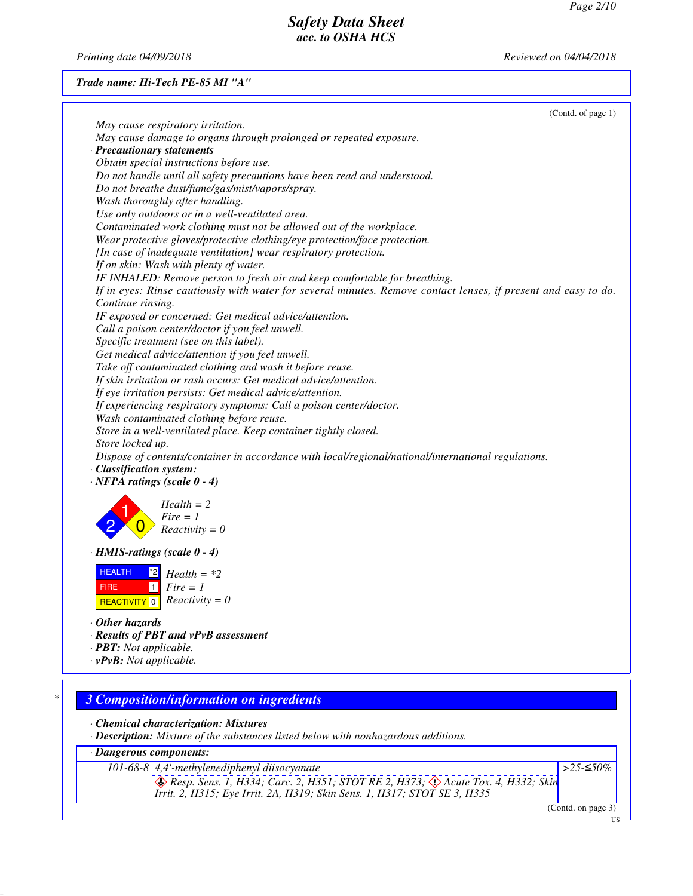Trade name: Hi-Tech PE-85 MI "A"

(Contd. of page 1)

*May cause respiratory irritation.*
*May cause damage to organs through prolonged or repeated exposure.*

· **Precautionary statements**

*Obtain special instructions before use.*
*Do not handle until all safety precautions have been read and understood.*
*Do not breathe dust/fume/gas/mist/vapors/spray.*
*Wash thoroughly after handling.*
*Use only outdoors or in a well-ventilated area.*
*Contaminated work clothing must not be allowed out of the workplace.*
*Wear protective gloves/protective clothing/eye protection/face protection.*
*[In case of inadequate ventilation] wear respiratory protection.*
*If on skin: Wash with plenty of water.*
*IF INHALED: Remove person to fresh air and keep comfortable for breathing.*
*If in eyes: Rinse cautiously with water for several minutes. Remove contact lenses, if present and easy to do. Continue rinsing.*
*IF exposed or concerned: Get medical advice/attention.*
*Call a poison center/doctor if you feel unwell.*
*Specific treatment (see on this label).*
*Get medical advice/attention if you feel unwell.*
*Take off contaminated clothing and wash it before reuse.*
*If skin irritation or rash occurs: Get medical advice/attention.*
*If eye irritation persists: Get medical advice/attention.*
*If experiencing respiratory symptoms: Call a poison center/doctor.*
*Wash contaminated clothing before reuse.*
*Store in a well-ventilated place. Keep container tightly closed.*
*Store locked up.*
*Dispose of contents/container in accordance with local/regional/national/international regulations.*

· **Classification system:**

· **NFPA ratings (scale 0 - 4)**

*Health = 2*
*Fire = 1*
*Reactivity = 0*

· **HMIS-ratings (scale 0 - 4)**

| | | |
|---|---|---|
| HEALTH | *2 | *Health = \*2* |
| FIRE | 1 | *Fire = 1* |
| REACTIVITY | 0 | *Reactivity = 0* |

· **Other hazards**

· **Results of PBT and vPvB assessment**

· **PBT:** Not applicable.

· **vPvB:** Not applicable.

## 3 Composition/information on ingredients

· **Chemical characterization: Mixtures**

· **Description:** Mixture of the substances listed below with nonhazardous additions.

| · Dangerous components: | | |
|---|---|---|
| 101-68-8 | 4,4'-methylenediphenyl diisocyanate<br>Resp. Sens. 1, H334; Carc. 2, H351; STOT RE 2, H373; Acute Tox. 4, H332; Skin Irrit. 2, H315; Eye Irrit. 2A, H319; Skin Sens. 1, H317; STOT SE 3, H335 | >25-≤50% |

(Contd. on page 3)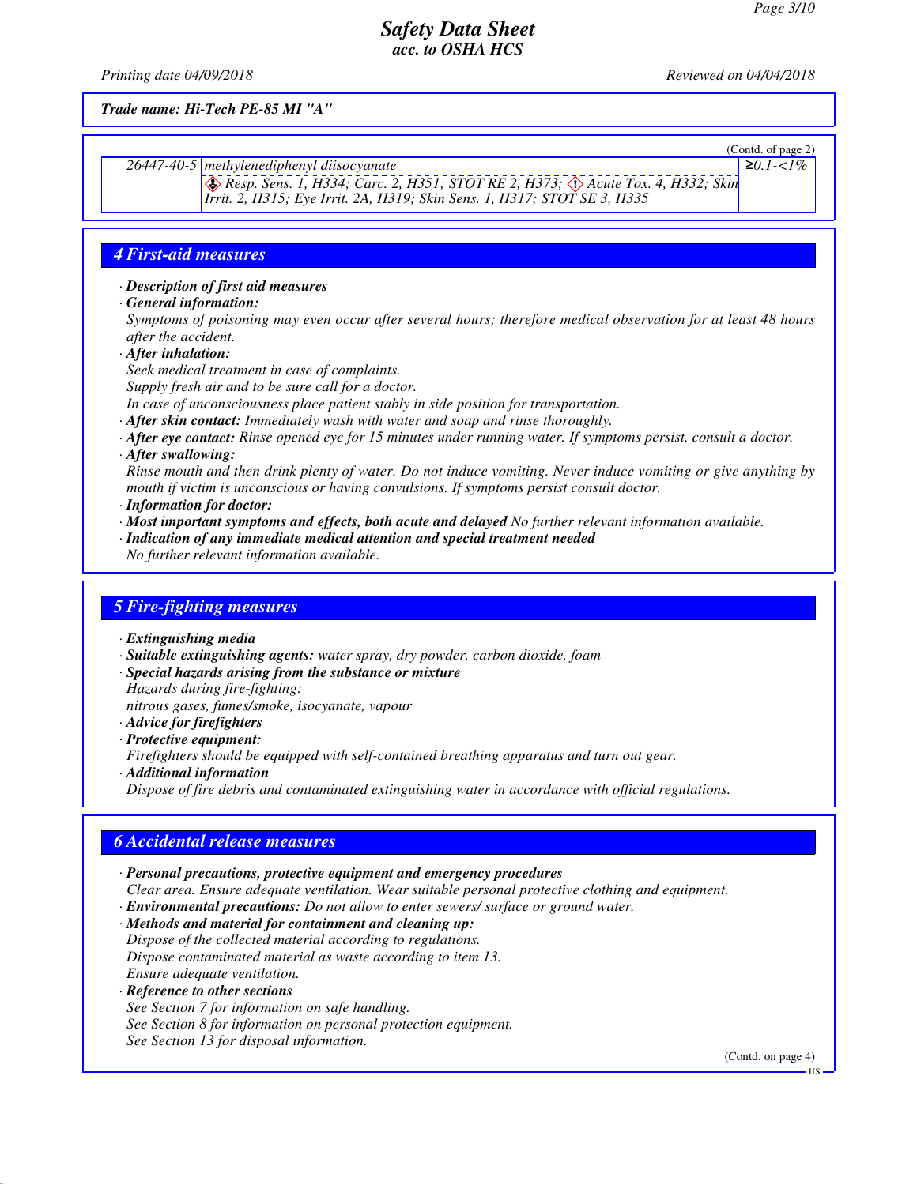Trade name: Hi-Tech PE-85 MI "A"

(Contd. of page 2)

| | | |
|---|---|---|
| 26447-40-5 | methylenediphenyl diisocyanate<br>Resp. Sens. 1, H334; Carc. 2, H351; STOT RE 2, H373; Acute Tox. 4, H332; Skin Irrit. 2, H315; Eye Irrit. 2A, H319; Skin Sens. 1, H317; STOT SE 3, H335 | ≥0.1-<1% |

## 4 First-aid measures

- **Description of first aid measures**
- **General information:**
  Symptoms of poisoning may even occur after several hours; therefore medical observation for at least 48 hours after the accident.
- **After inhalation:**
  Seek medical treatment in case of complaints.
  Supply fresh air and to be sure call for a doctor.
  In case of unconsciousness place patient stably in side position for transportation.
- **After skin contact:** Immediately wash with water and soap and rinse thoroughly.
- **After eye contact:** Rinse opened eye for 15 minutes under running water. If symptoms persist, consult a doctor.
- **After swallowing:**
  Rinse mouth and then drink plenty of water. Do not induce vomiting. Never induce vomiting or give anything by mouth if victim is unconscious or having convulsions. If symptoms persist consult doctor.
- **Information for doctor:**
- **Most important symptoms and effects, both acute and delayed** No further relevant information available.
- **Indication of any immediate medical attention and special treatment needed**
  No further relevant information available.

## 5 Fire-fighting measures

- **Extinguishing media**
- **Suitable extinguishing agents:** water spray, dry powder, carbon dioxide, foam
- **Special hazards arising from the substance or mixture**
  Hazards during fire-fighting:
  nitrous gases, fumes/smoke, isocyanate, vapour
- **Advice for firefighters**
- **Protective equipment:**
  Firefighters should be equipped with self-contained breathing apparatus and turn out gear.
- **Additional information**
  Dispose of fire debris and contaminated extinguishing water in accordance with official regulations.

## 6 Accidental release measures

- **Personal precautions, protective equipment and emergency procedures**
  Clear area. Ensure adequate ventilation. Wear suitable personal protective clothing and equipment.
- **Environmental precautions:** Do not allow to enter sewers/ surface or ground water.
- **Methods and material for containment and cleaning up:**
  Dispose of the collected material according to regulations.
  Dispose contaminated material as waste according to item 13.
  Ensure adequate ventilation.
- **Reference to other sections**
  See Section 7 for information on safe handling.
  See Section 8 for information on personal protection equipment.
  See Section 13 for disposal information.

(Contd. on page 4)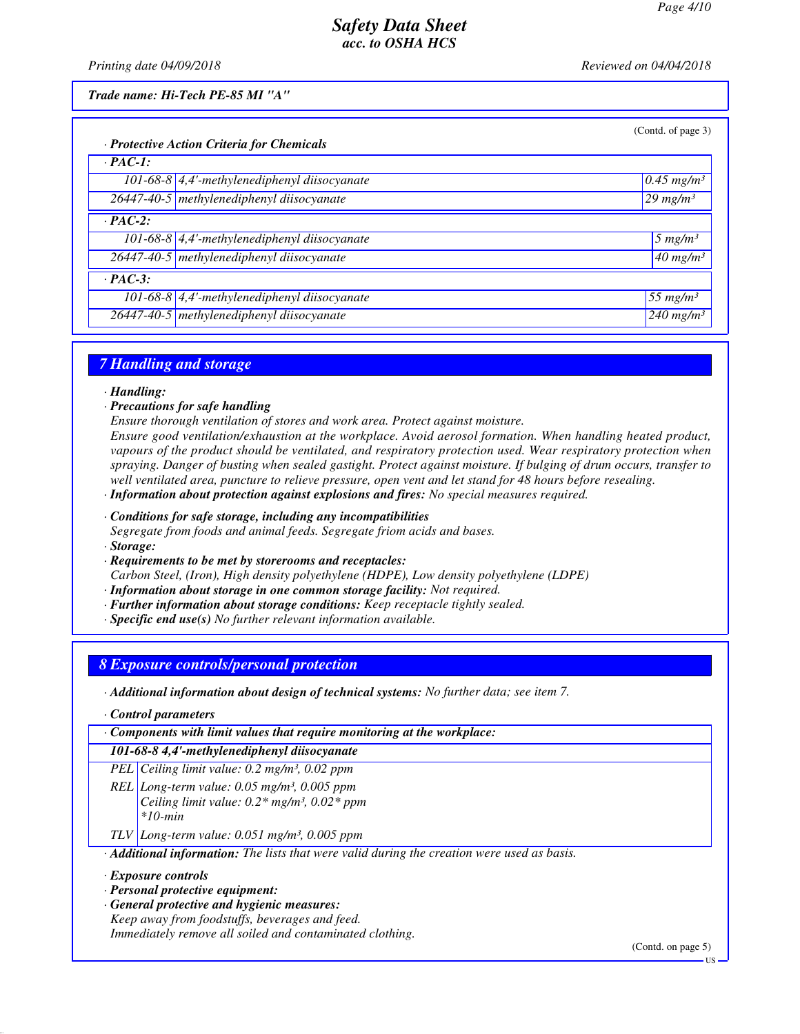Trade name: Hi-Tech PE-85 MI "A"

(Contd. of page 3)

· **Protective Action Criteria for Chemicals**

| · **PAC-1:** | | |
|---|---|---|
| 101-68-8 | 4,4'-methylenediphenyl diisocyanate | 0.45 mg/m³ |
| 26447-40-5 | methylenediphenyl diisocyanate | 29 mg/m³ |
| · **PAC-2:** | | |
| 101-68-8 | 4,4'-methylenediphenyl diisocyanate | 5 mg/m³ |
| 26447-40-5 | methylenediphenyl diisocyanate | 40 mg/m³ |
| · **PAC-3:** | | |
| 101-68-8 | 4,4'-methylenediphenyl diisocyanate | 55 mg/m³ |
| 26447-40-5 | methylenediphenyl diisocyanate | 240 mg/m³ |

## 7 Handling and storage

· **Handling:**

· **Precautions for safe handling**

Ensure thorough ventilation of stores and work area. Protect against moisture.

Ensure good ventilation/exhaustion at the workplace. Avoid aerosol formation. When handling heated product, vapours of the product should be ventilated, and respiratory protection used. Wear respiratory protection when spraying. Danger of busting when sealed gastight. Protect against moisture. If bulging of drum occurs, transfer to well ventilated area, puncture to relieve pressure, open vent and let stand for 48 hours before resealing.

· **Information about protection against explosions and fires:** No special measures required.

· **Conditions for safe storage, including any incompatibilities**

Segregate from foods and animal feeds. Segregate friom acids and bases.

· **Storage:**

· **Requirements to be met by storerooms and receptacles:**

Carbon Steel, (Iron), High density polyethylene (HDPE), Low density polyethylene (LDPE)

· **Information about storage in one common storage facility:** Not required.

· **Further information about storage conditions:** Keep receptacle tightly sealed.

· **Specific end use(s)** No further relevant information available.

## 8 Exposure controls/personal protection

· **Additional information about design of technical systems:** No further data; see item 7.

· **Control parameters**

| · **Components with limit values that require monitoring at the workplace:** | |
|---|---|
| **101-68-8 4,4'-methylenediphenyl diisocyanate** | |
| PEL | Ceiling limit value: 0.2 mg/m³, 0.02 ppm |
| REL | Long-term value: 0.05 mg/m³, 0.005 ppm<br>Ceiling limit value: 0.2* mg/m³, 0.02* ppm<br>*10-min |
| TLV | Long-term value: 0.051 mg/m³, 0.005 ppm |

· **Additional information:** The lists that were valid during the creation were used as basis.

· **Exposure controls**

· **Personal protective equipment:**

· **General protective and hygienic measures:**

Keep away from foodstuffs, beverages and feed.

Immediately remove all soiled and contaminated clothing.

(Contd. on page 5)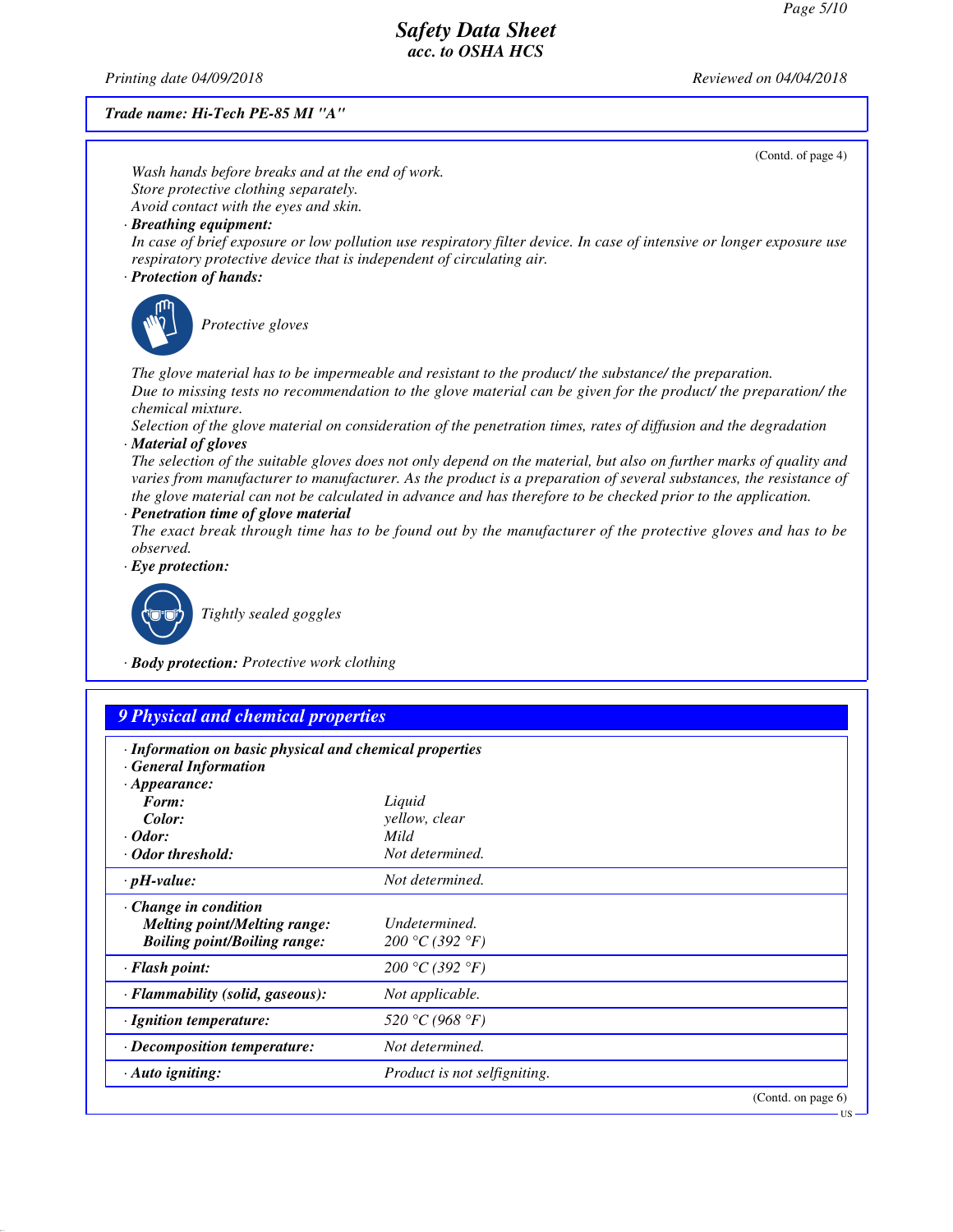Trade name: Hi-Tech PE-85 MI "A"

(Contd. of page 4)

*Wash hands before breaks and at the end of work.*
*Store protective clothing separately.*
*Avoid contact with the eyes and skin.*

· ***Breathing equipment:***
*In case of brief exposure or low pollution use respiratory filter device. In case of intensive or longer exposure use respiratory protective device that is independent of circulating air.*

· ***Protection of hands:***

*Protective gloves*

*The glove material has to be impermeable and resistant to the product/ the substance/ the preparation.*
*Due to missing tests no recommendation to the glove material can be given for the product/ the preparation/ the chemical mixture.*
*Selection of the glove material on consideration of the penetration times, rates of diffusion and the degradation*

· ***Material of gloves***
*The selection of the suitable gloves does not only depend on the material, but also on further marks of quality and varies from manufacturer to manufacturer. As the product is a preparation of several substances, the resistance of the glove material can not be calculated in advance and has therefore to be checked prior to the application.*

· ***Penetration time of glove material***
*The exact break through time has to be found out by the manufacturer of the protective gloves and has to be observed.*

· ***Eye protection:***

*Tightly sealed goggles*

· ***Body protection:*** *Protective work clothing*

## 9 Physical and chemical properties

· ***Information on basic physical and chemical properties***
· ***General Information***
· ***Appearance:***

| | |
|---|---|
| ***Form:*** | *Liquid* |
| ***Color:*** | *yellow, clear* |
| · ***Odor:*** | *Mild* |
| · ***Odor threshold:*** | *Not determined.* |
| · ***pH-value:*** | *Not determined.* |
| · ***Change in condition*** | |
| ***Melting point/Melting range:*** | *Undetermined.* |
| ***Boiling point/Boiling range:*** | *200 °C (392 °F)* |
| · ***Flash point:*** | *200 °C (392 °F)* |
| · ***Flammability (solid, gaseous):*** | *Not applicable.* |
| · ***Ignition temperature:*** | *520 °C (968 °F)* |
| · ***Decomposition temperature:*** | *Not determined.* |
| · ***Auto igniting:*** | *Product is not selfigniting.* |

(Contd. on page 6)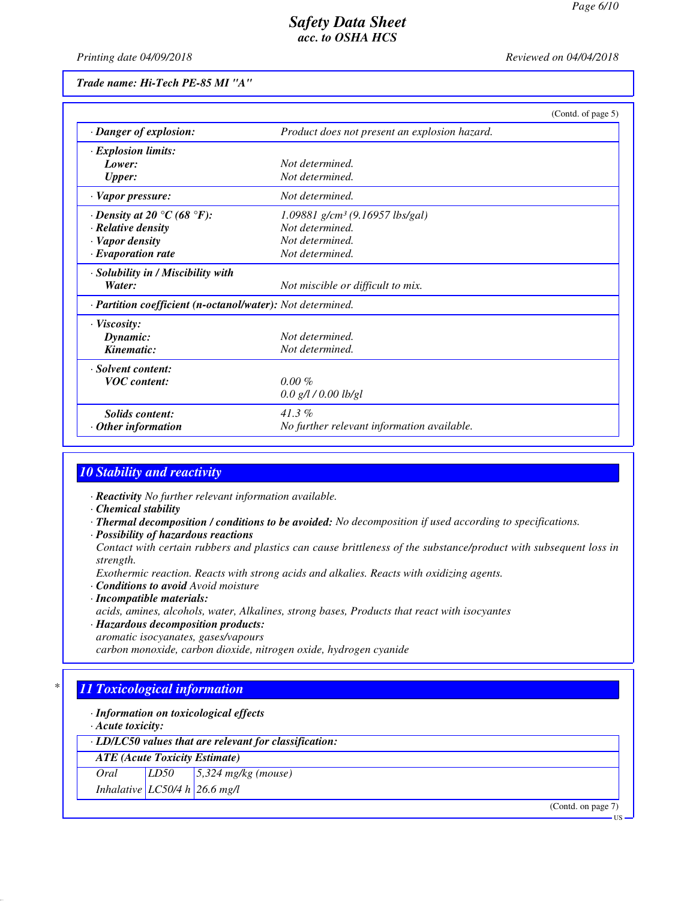**Trade name: Hi-Tech PE-85 MI "A"**

(Contd. of page 5)

| | |
|---|---|
| · **Danger of explosion:** | *Product does not present an explosion hazard.* |
| · **Explosion limits:** | |
| **Lower:** | *Not determined.* |
| **Upper:** | *Not determined.* |
| · **Vapor pressure:** | *Not determined.* |
| · **Density at 20 °C (68 °F):** | *1.09881 g/cm³ (9.16957 lbs/gal)* |
| · **Relative density** | *Not determined.* |
| · **Vapor density** | *Not determined.* |
| · **Evaporation rate** | *Not determined.* |
| · **Solubility in / Miscibility with** | |
| **Water:** | *Not miscible or difficult to mix.* |
| · **Partition coefficient (n-octanol/water):** | *Not determined.* |
| · **Viscosity:** | |
| **Dynamic:** | *Not determined.* |
| **Kinematic:** | *Not determined.* |
| · **Solvent content:** | |
| **VOC content:** | *0.00 %* |
| | *0.0 g/l / 0.00 lb/gl* |
| **Solids content:** | *41.3 %* |
| · **Other information** | *No further relevant information available.* |

## 10 Stability and reactivity

· **Reactivity** *No further relevant information available.*
· **Chemical stability**
· **Thermal decomposition / conditions to be avoided:** *No decomposition if used according to specifications.*
· **Possibility of hazardous reactions**
*Contact with certain rubbers and plastics can cause brittleness of the substance/product with subsequent loss in strength.*
*Exothermic reaction. Reacts with strong acids and alkalies. Reacts with oxidizing agents.*
· **Conditions to avoid** *Avoid moisture*
· **Incompatible materials:**
*acids, amines, alcohols, water, Alkalines, strong bases, Products that react with isocyantes*
· **Hazardous decomposition products:**
*aromatic isocyanates, gases/vapours*
*carbon monoxide, carbon dioxide, nitrogen oxide, hydrogen cyanide*

## * 11 Toxicological information

· **Information on toxicological effects**
· **Acute toxicity:**

| · **LD/LC50 values that are relevant for classification:** | | |
|---|---|---|
| **ATE (Acute Toxicity Estimate)** | | |
| *Oral* | *LD50* | *5,324 mg/kg (mouse)* |
| *Inhalative* | *LC50/4 h* | *26.6 mg/l* |

(Contd. on page 7)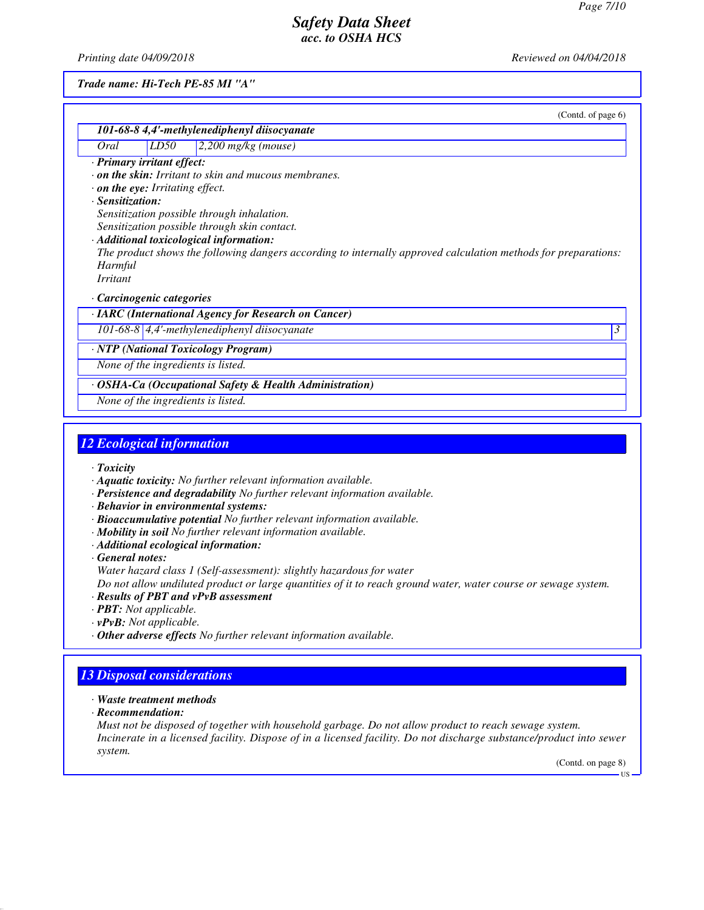*Trade name: Hi-Tech PE-85 MI "A"*

(Contd. of page 6)

| 101-68-8 4,4'-methylenediphenyl diisocyanate | | |
|---|---|---|
| Oral | LD50 | 2,200 mg/kg (mouse) |

· **Primary irritant effect:**
· **on the skin:** Irritant to skin and mucous membranes.
· **on the eye:** Irritating effect.
· **Sensitization:**
Sensitization possible through inhalation.
Sensitization possible through skin contact.
· **Additional toxicological information:**
The product shows the following dangers according to internally approved calculation methods for preparations:
Harmful
Irritant

· **Carcinogenic categories**

| · IARC (International Agency for Research on Cancer) | | |
|---|---|---|
| 101-68-8 | 4,4'-methylenediphenyl diisocyanate | 3 |

| · NTP (National Toxicology Program) |
|---|
| None of the ingredients is listed. |

| · OSHA-Ca (Occupational Safety & Health Administration) |
|---|
| None of the ingredients is listed. |

## 12 Ecological information

· **Toxicity**
· **Aquatic toxicity:** No further relevant information available.
· **Persistence and degradability** No further relevant information available.
· **Behavior in environmental systems:**
· **Bioaccumulative potential** No further relevant information available.
· **Mobility in soil** No further relevant information available.
· **Additional ecological information:**
· **General notes:**
Water hazard class 1 (Self-assessment): slightly hazardous for water
Do not allow undiluted product or large quantities of it to reach ground water, water course or sewage system.
· **Results of PBT and vPvB assessment**
· **PBT:** Not applicable.
· **vPvB:** Not applicable.
· **Other adverse effects** No further relevant information available.

## 13 Disposal considerations

· **Waste treatment methods**
· **Recommendation:**
Must not be disposed of together with household garbage. Do not allow product to reach sewage system.
Incinerate in a licensed facility. Dispose of in a licensed facility. Do not discharge substance/product into sewer system.

(Contd. on page 8)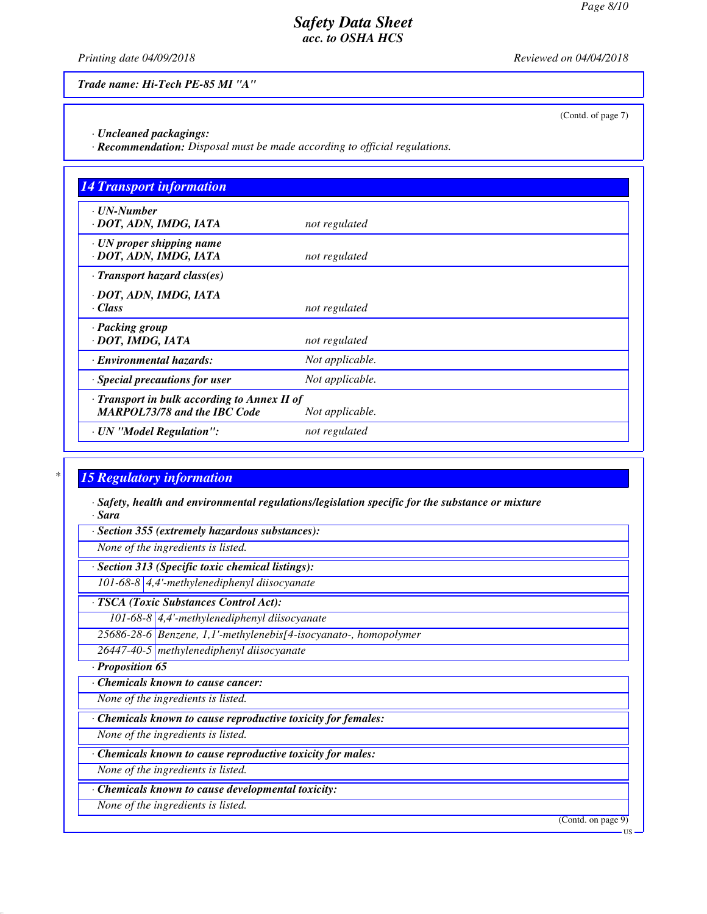Trade name: Hi-Tech PE-85 MI "A"

(Contd. of page 7)

· **Uncleaned packagings:**
· **Recommendation:** *Disposal must be made according to official regulations.*

## 14 Transport information

| | |
|---|---|
| · **UN-Number** · **DOT, ADN, IMDG, IATA** | *not regulated* |
| · **UN proper shipping name** · **DOT, ADN, IMDG, IATA** | *not regulated* |
| · **Transport hazard class(es)** · **DOT, ADN, IMDG, IATA** · **Class** | *not regulated* |
| · **Packing group** · **DOT, IMDG, IATA** | *not regulated* |
| · **Environmental hazards:** | *Not applicable.* |
| · **Special precautions for user** | *Not applicable.* |
| · **Transport in bulk according to Annex II of MARPOL73/78 and the IBC Code** | *Not applicable.* |
| · **UN "Model Regulation":** | *not regulated* |

## 15 Regulatory information

· **Safety, health and environmental regulations/legislation specific for the substance or mixture**
· **Sara**

· **Section 355 (extremely hazardous substances):**

*None of the ingredients is listed.*

· **Section 313 (Specific toxic chemical listings):**

| | |
|---|---|
| 101-68-8 | 4,4'-methylenediphenyl diisocyanate |

· **TSCA (Toxic Substances Control Act):**

| | |
|---|---|
| 101-68-8 | 4,4'-methylenediphenyl diisocyanate |
| 25686-28-6 | Benzene, 1,1'-methylenebis[4-isocyanato-, homopolymer |
| 26447-40-5 | methylenediphenyl diisocyanate |

· **Proposition 65**

· **Chemicals known to cause cancer:**

*None of the ingredients is listed.*

· **Chemicals known to cause reproductive toxicity for females:**

*None of the ingredients is listed.*

· **Chemicals known to cause reproductive toxicity for males:**

*None of the ingredients is listed.*

· **Chemicals known to cause developmental toxicity:**

*None of the ingredients is listed.*

(Contd. on page 9)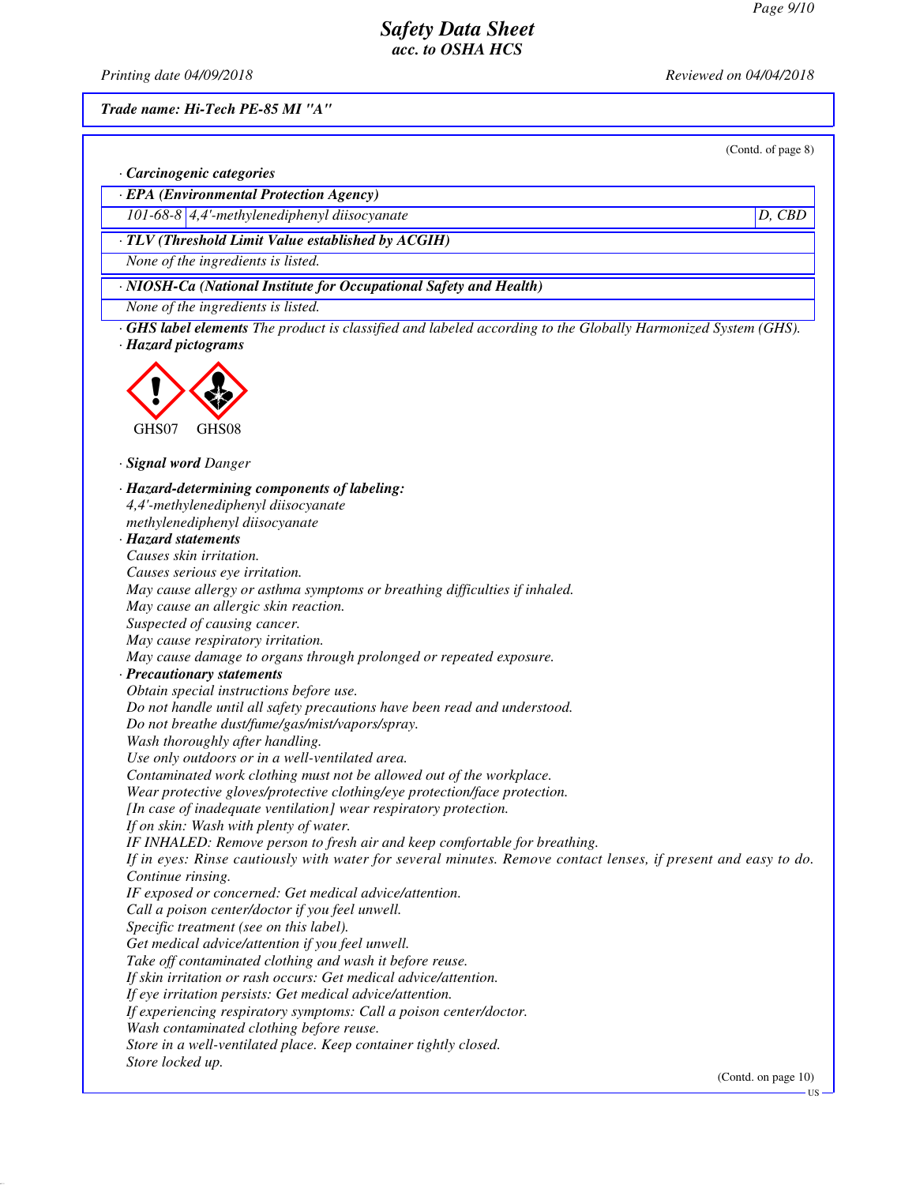Trade name: Hi-Tech PE-85 MI "A"

(Contd. of page 8)

· **Carcinogenic categories**

| · EPA (Environmental Protection Agency) | | |
|---|---|---|
| 101-68-8 | 4,4'-methylenediphenyl diisocyanate | D, CBD |

| · TLV (Threshold Limit Value established by ACGIH) |
|---|
| None of the ingredients is listed. |

| · NIOSH-Ca (National Institute for Occupational Safety and Health) |
|---|
| None of the ingredients is listed. |

· **GHS label elements** The product is classified and labeled according to the Globally Harmonized System (GHS).

· **Hazard pictograms**

GHS07 GHS08

· **Signal word** Danger

· **Hazard-determining components of labeling:**
4,4'-methylenediphenyl diisocyanate
methylenediphenyl diisocyanate

· **Hazard statements**
Causes skin irritation.
Causes serious eye irritation.
May cause allergy or asthma symptoms or breathing difficulties if inhaled.
May cause an allergic skin reaction.
Suspected of causing cancer.
May cause respiratory irritation.
May cause damage to organs through prolonged or repeated exposure.

· **Precautionary statements**
Obtain special instructions before use.
Do not handle until all safety precautions have been read and understood.
Do not breathe dust/fume/gas/mist/vapors/spray.
Wash thoroughly after handling.
Use only outdoors or in a well-ventilated area.
Contaminated work clothing must not be allowed out of the workplace.
Wear protective gloves/protective clothing/eye protection/face protection.
[In case of inadequate ventilation] wear respiratory protection.
If on skin: Wash with plenty of water.
IF INHALED: Remove person to fresh air and keep comfortable for breathing.
If in eyes: Rinse cautiously with water for several minutes. Remove contact lenses, if present and easy to do. Continue rinsing.
IF exposed or concerned: Get medical advice/attention.
Call a poison center/doctor if you feel unwell.
Specific treatment (see on this label).
Get medical advice/attention if you feel unwell.
Take off contaminated clothing and wash it before reuse.
If skin irritation or rash occurs: Get medical advice/attention.
If eye irritation persists: Get medical advice/attention.
If experiencing respiratory symptoms: Call a poison center/doctor.
Wash contaminated clothing before reuse.
Store in a well-ventilated place. Keep container tightly closed.
Store locked up.

(Contd. on page 10)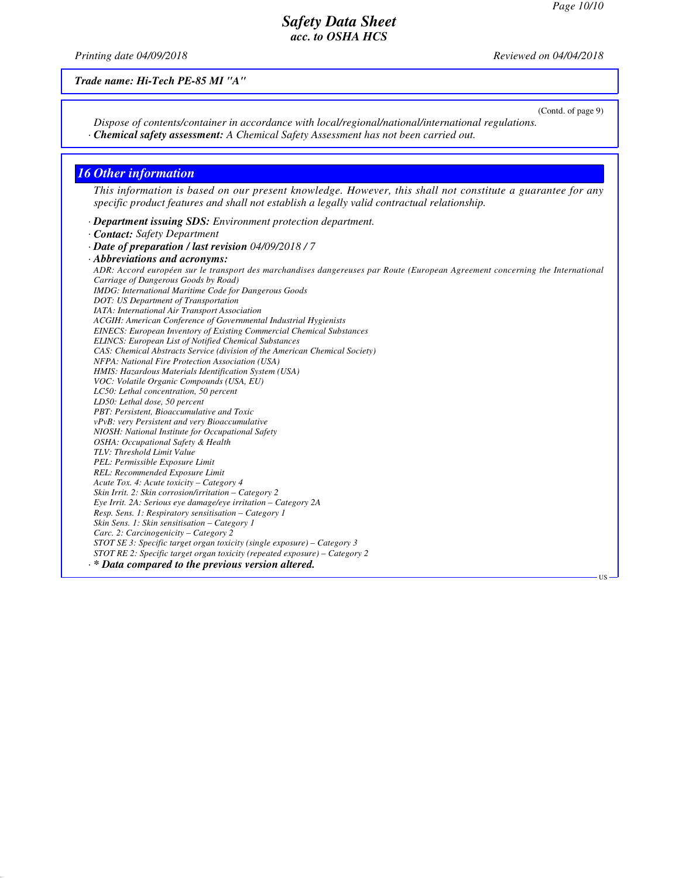Trade name: Hi-Tech PE-85 MI "A"

(Contd. of page 9)

Dispose of contents/container in accordance with local/regional/national/international regulations.

· **Chemical safety assessment:** A Chemical Safety Assessment has not been carried out.

## 16 Other information

This information is based on our present knowledge. However, this shall not constitute a guarantee for any specific product features and shall not establish a legally valid contractual relationship.

· **Department issuing SDS:** Environment protection department.
· **Contact:** Safety Department
· **Date of preparation / last revision** 04/09/2018 / 7
· **Abbreviations and acronyms:**

ADR: Accord européen sur le transport des marchandises dangereuses par Route (European Agreement concerning the International Carriage of Dangerous Goods by Road)
IMDG: International Maritime Code for Dangerous Goods
DOT: US Department of Transportation
IATA: International Air Transport Association
ACGIH: American Conference of Governmental Industrial Hygienists
EINECS: European Inventory of Existing Commercial Chemical Substances
ELINCS: European List of Notified Chemical Substances
CAS: Chemical Abstracts Service (division of the American Chemical Society)
NFPA: National Fire Protection Association (USA)
HMIS: Hazardous Materials Identification System (USA)
VOC: Volatile Organic Compounds (USA, EU)
LC50: Lethal concentration, 50 percent
LD50: Lethal dose, 50 percent
PBT: Persistent, Bioaccumulative and Toxic
vPvB: very Persistent and very Bioaccumulative
NIOSH: National Institute for Occupational Safety
OSHA: Occupational Safety & Health
TLV: Threshold Limit Value
PEL: Permissible Exposure Limit
REL: Recommended Exposure Limit
Acute Tox. 4: Acute toxicity – Category 4
Skin Irrit. 2: Skin corrosion/irritation – Category 2
Eye Irrit. 2A: Serious eye damage/eye irritation – Category 2A
Resp. Sens. 1: Respiratory sensitisation – Category 1
Skin Sens. 1: Skin sensitisation – Category 1
Carc. 2: Carcinogenicity – Category 2
STOT SE 3: Specific target organ toxicity (single exposure) – Category 3
STOT RE 2: Specific target organ toxicity (repeated exposure) – Category 2

· **\* Data compared to the previous version altered.**